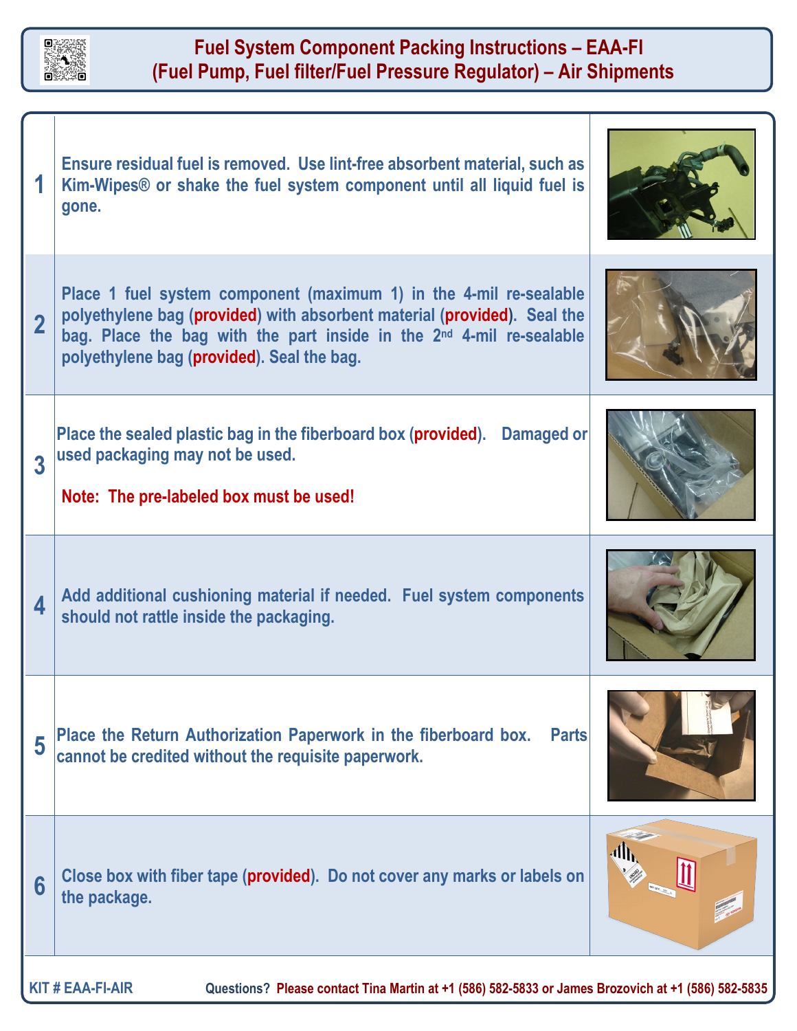# Fuel System Component Packing Instructions – EAA-FI
## (Fuel Pump, Fuel filter/Fuel Pressure Regulator) – Air Shipments

| | |
|---|---|
| 1 | Ensure residual fuel is removed. Use lint-free absorbent material, such as Kim-Wipes® or shake the fuel system component until all liquid fuel is gone. |
| 2 | Place 1 fuel system component (maximum 1) in the 4-mil re-sealable polyethylene bag (provided) with absorbent material (provided). Seal the bag. Place the bag with the part inside in the 2nd 4-mil re-sealable polyethylene bag (provided). Seal the bag. |
| 3 | Place the sealed plastic bag in the fiberboard box (provided). Damaged or used packaging may not be used.<br><br>**Note: The pre-labeled box must be used!** |
| 4 | Add additional cushioning material if needed. Fuel system components should not rattle inside the packaging. |
| 5 | Place the Return Authorization Paperwork in the fiberboard box. Parts cannot be credited without the requisite paperwork. |
| 6 | Close box with fiber tape (provided). Do not cover any marks or labels on the package. |

KIT # EAA-FI-AIR

Questions? Please contact Tina Martin at +1 (586) 582-5833 or James Brozovich at +1 (586) 582-5835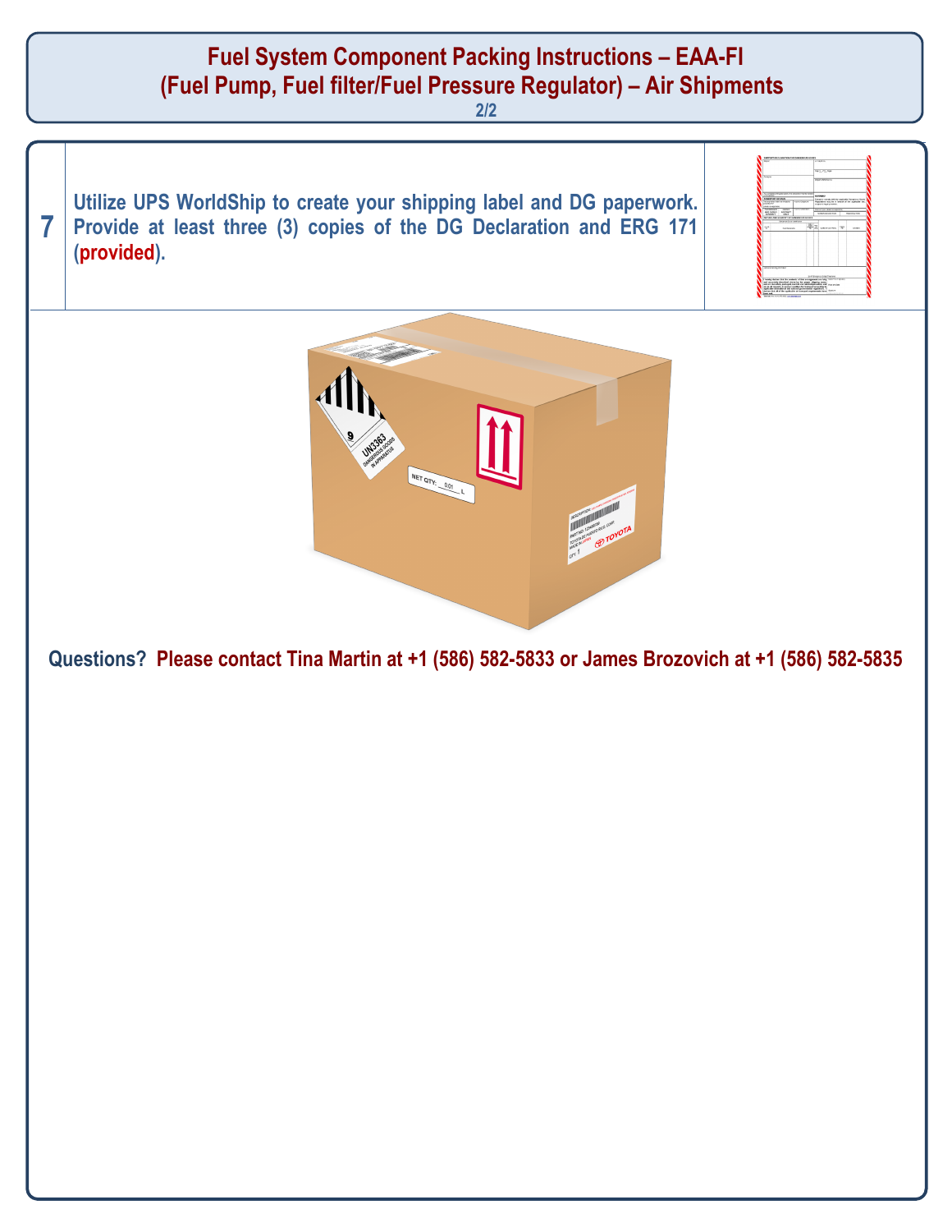# Fuel System Component Packing Instructions – EAA-FI
## (Fuel Pump, Fuel filter/Fuel Pressure Regulator) – Air Shipments

| | |
|---|---|
| 7 | **Utilize UPS WorldShip to create your shipping label and DG paperwork. Provide at least three (3) copies of the DG Declaration and ERG 171 (provided).** |

**Questions? Please contact Tina Martin at +1 (586) 582-5833 or James Brozovich at +1 (586) 582-5835**